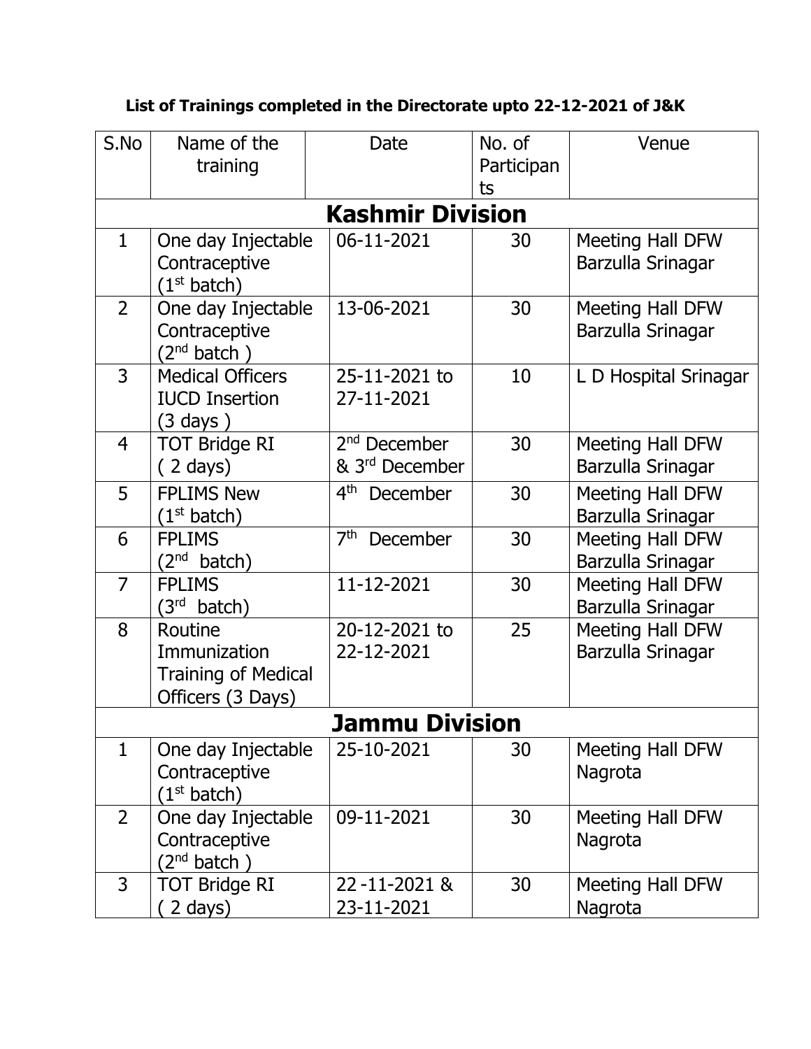**List of Trainings completed in the Directorate upto 22-12-2021 of J&K**

| S.No | Name of the training | Date | No. of Participants | Venue |
|---|---|---|---|---|
| **Kashmir Division** | | | | |
| 1 | One day Injectable Contraceptive (1st batch) | 06-11-2021 | 30 | Meeting Hall DFW Barzulla Srinagar |
| 2 | One day Injectable Contraceptive (2nd batch ) | 13-06-2021 | 30 | Meeting Hall DFW Barzulla Srinagar |
| 3 | Medical Officers IUCD Insertion (3 days ) | 25-11-2021 to 27-11-2021 | 10 | L D Hospital Srinagar |
| 4 | TOT Bridge RI ( 2 days) | 2nd December & 3rd December | 30 | Meeting Hall DFW Barzulla Srinagar |
| 5 | FPLIMS New (1st batch) | 4th December | 30 | Meeting Hall DFW Barzulla Srinagar |
| 6 | FPLIMS (2nd batch) | 7th December | 30 | Meeting Hall DFW Barzulla Srinagar |
| 7 | FPLIMS (3rd batch) | 11-12-2021 | 30 | Meeting Hall DFW Barzulla Srinagar |
| 8 | Routine Immunization Training of Medical Officers (3 Days) | 20-12-2021 to 22-12-2021 | 25 | Meeting Hall DFW Barzulla Srinagar |
| **Jammu Division** | | | | |
| 1 | One day Injectable Contraceptive (1st batch) | 25-10-2021 | 30 | Meeting Hall DFW Nagrota |
| 2 | One day Injectable Contraceptive (2nd batch ) | 09-11-2021 | 30 | Meeting Hall DFW Nagrota |
| 3 | TOT Bridge RI ( 2 days) | 22-11-2021 & 23-11-2021 | 30 | Meeting Hall DFW Nagrota |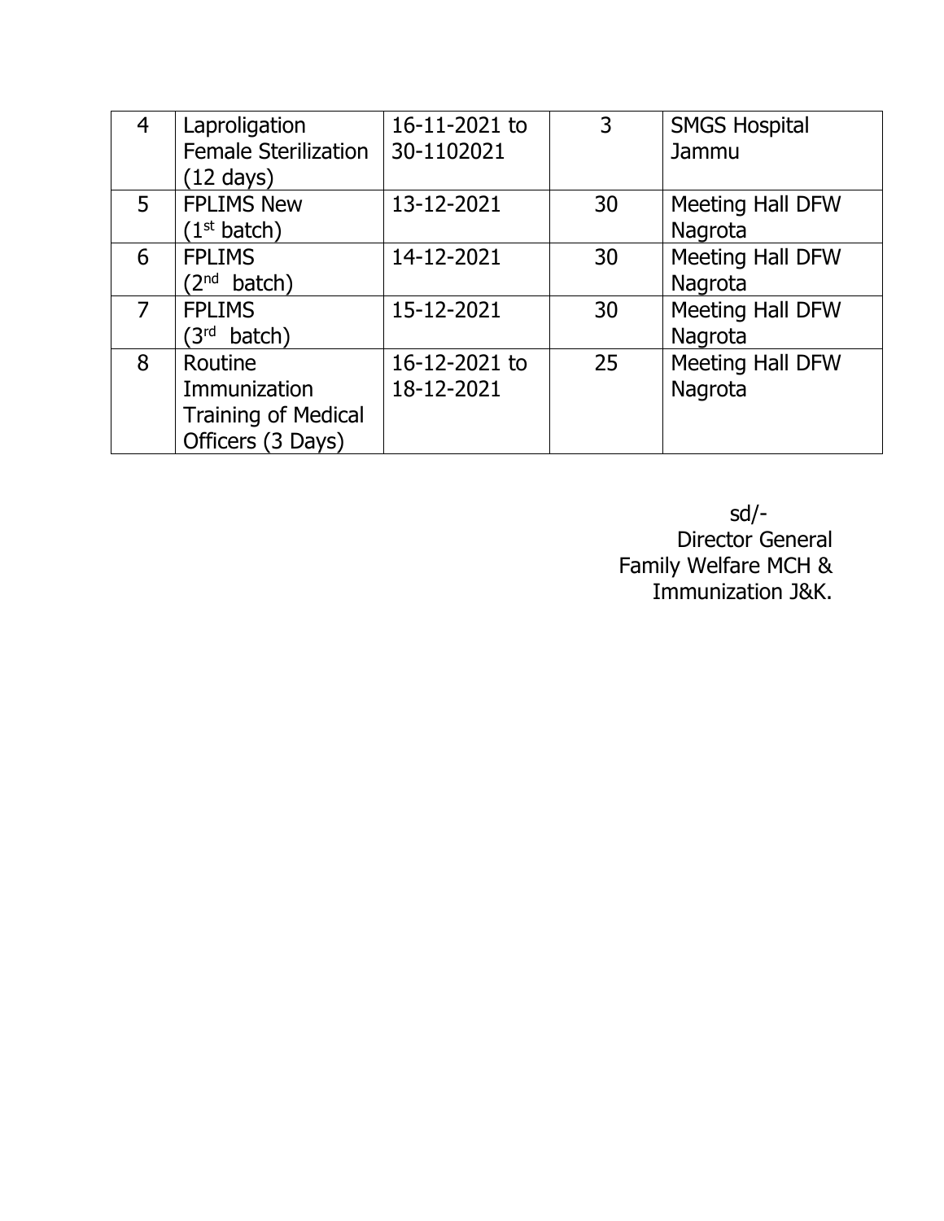| | | | | |
|---|---|---|---|---|
| 4 | Laproligation Female Sterilization (12 days) | 16-11-2021 to 30-1102021 | 3 | SMGS Hospital Jammu |
| 5 | FPLIMS New (1st batch) | 13-12-2021 | 30 | Meeting Hall DFW Nagrota |
| 6 | FPLIMS (2nd batch) | 14-12-2021 | 30 | Meeting Hall DFW Nagrota |
| 7 | FPLIMS (3rd batch) | 15-12-2021 | 30 | Meeting Hall DFW Nagrota |
| 8 | Routine Immunization Training of Medical Officers (3 Days) | 16-12-2021 to 18-12-2021 | 25 | Meeting Hall DFW Nagrota |

sd/-
Director General
Family Welfare MCH &
Immunization J&K.